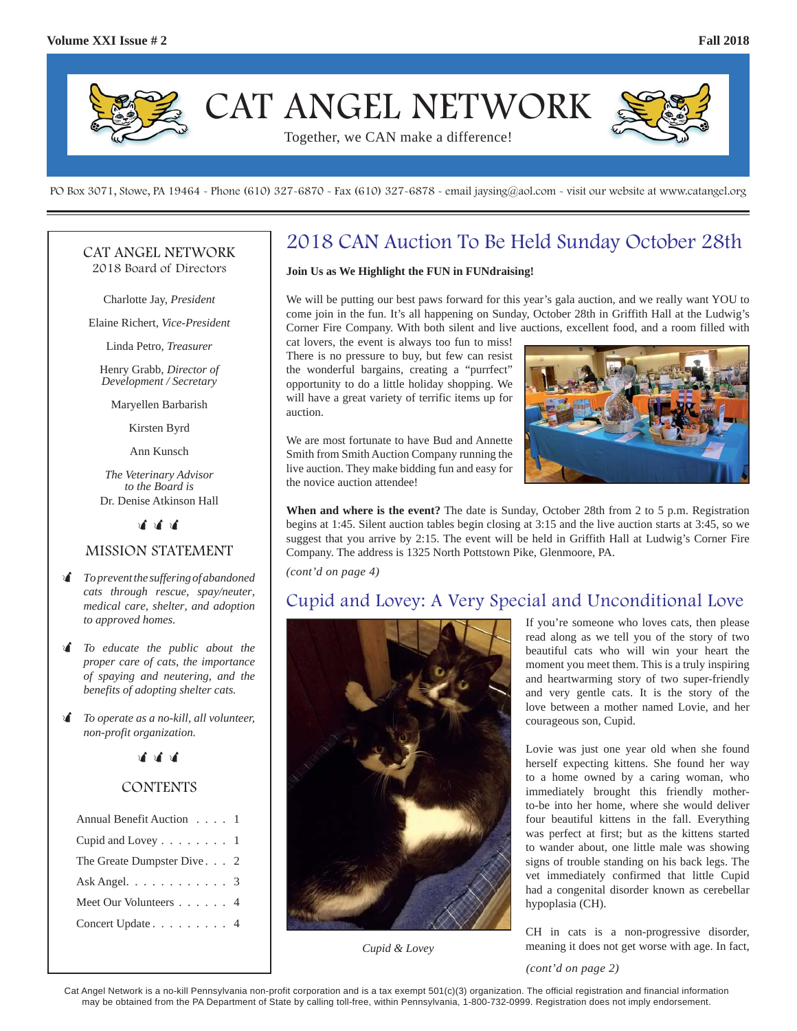# CAT ANGEL NETWORK

Together, we CAN make a difference!

PO Box 3071, Stowe, PA 19464 - Phone (610) 327-6870 - Fax (610) 327-6878 - email jaysing@aol.com - visit our website at www.catangel.org

## 2018 CAN Auction To Be Held Sunday October 28th

**Join Us as We Highlight the FUN in FUNdraising!**

We will be putting our best paws forward for this year's gala auction, and we really want YOU to come join in the fun. It's all happening on Sunday, October 28th in Griffith Hall at the Ludwig's Corner Fire Company. With both silent and live auctions, excellent food, and a room filled with cat lovers, the event is always too fun to miss! There is no pressure to buy, but few can resist the wonderful bargains, creating a "purrfect" opportunity to do a little holiday shopping. We will have a great variety of terrific items up for auction.

We are most fortunate to have Bud and Annette Smith from Smith Auction Company running the live auction. They make bidding fun and easy for the novice auction attendee!

**When and where is the event?** The date is Sunday, October 28th from 2 to 5 p.m. Registration begins at 1:45. Silent auction tables begin closing at 3:15 and the live auction starts at 3:45, so we suggest that you arrive by 2:15. The event will be held in Griffith Hall at Ludwig's Corner Fire Company. The address is 1325 North Pottstown Pike, Glenmoore, PA.

*(cont'd on page 4)*

## Cupid and Lovey: A Very Special and Unconditional Love

*Cupid & Lovey*

If you're someone who loves cats, then please read along as we tell you of the story of two beautiful cats who will win your heart the moment you meet them. This is a truly inspiring and heartwarming story of two super-friendly and very gentle cats. It is the story of the love between a mother named Lovie, and her courageous son, Cupid.

Lovie was just one year old when she found herself expecting kittens. She found her way to a home owned by a caring woman, who immediately brought this friendly mother-to-be into her home, where she would deliver four beautiful kittens in the fall. Everything was perfect at first; but as the kittens started to wander about, one little male was showing signs of trouble standing on his back legs. The vet immediately confirmed that little Cupid had a congenital disorder known as cerebellar hypoplasia (CH).

CH in cats is a non-progressive disorder, meaning it does not get worse with age. In fact,

*(cont'd on page 2)*

---

### CAT ANGEL NETWORK
2018 Board of Directors

Charlotte Jay, *President*

Elaine Richert, *Vice-President*

Linda Petro, *Treasurer*

Henry Grabb, *Director of Development / Secretary*

Maryellen Barbarish

Kirsten Byrd

Ann Kunsch

*The Veterinary Advisor to the Board is*
Dr. Denise Atkinson Hall

### MISSION STATEMENT

- *To prevent the suffering of abandoned cats through rescue, spay/neuter, medical care, shelter, and adoption to approved homes.*
- *To educate the public about the proper care of cats, the importance of spaying and neutering, and the benefits of adopting shelter cats.*
- *To operate as a no-kill, all volunteer, non-profit organization.*

### CONTENTS

| | |
|---|---|
| Annual Benefit Auction | 1 |
| Cupid and Lovey | 1 |
| The Greate Dumpster Dive | 2 |
| Ask Angel | 3 |
| Meet Our Volunteers | 4 |
| Concert Update | 4 |

---

Cat Angel Network is a no-kill Pennsylvania non-profit corporation and is a tax exempt 501(c)(3) organization. The official registration and financial information may be obtained from the PA Department of State by calling toll-free, within Pennsylvania, 1-800-732-0999. Registration does not imply endorsement.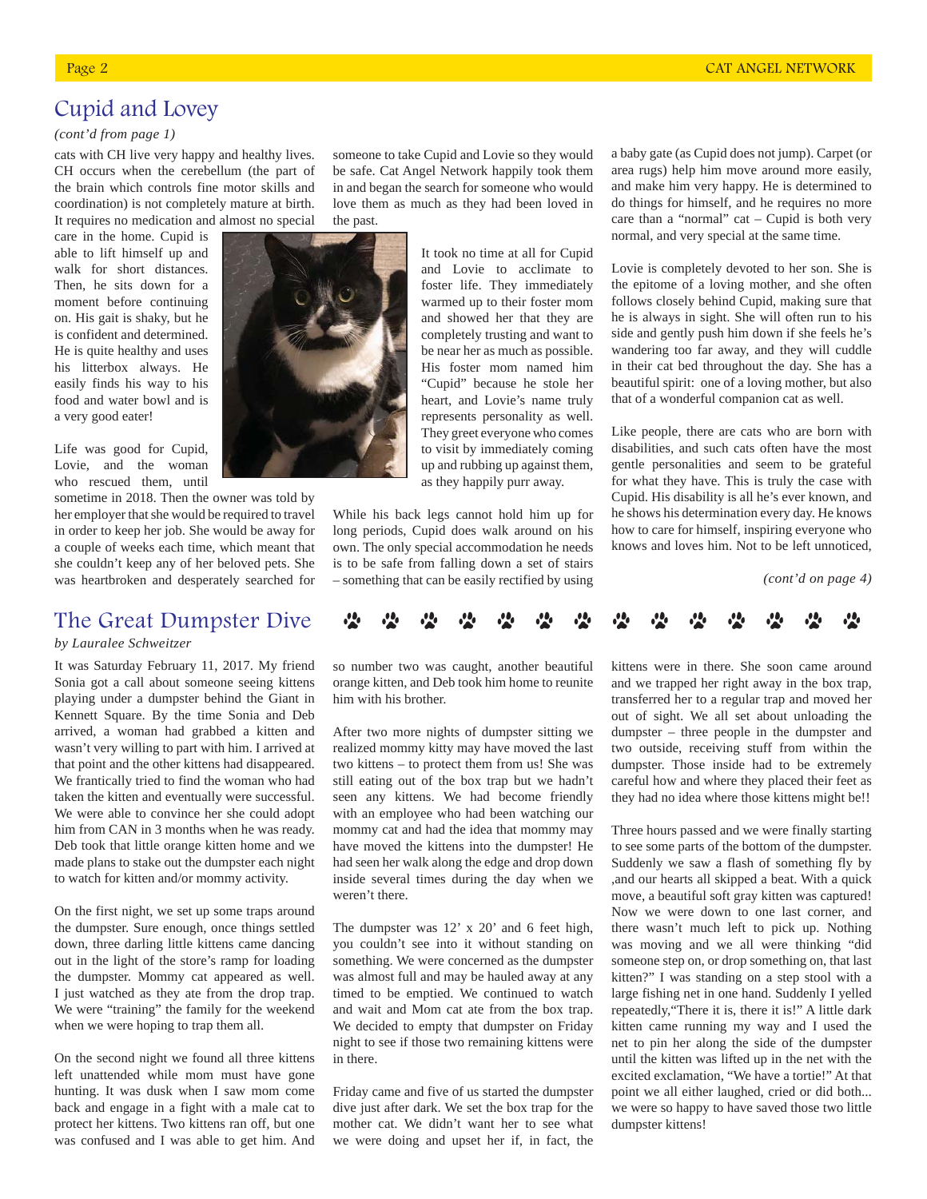## Cupid and Lovey

*(cont'd from page 1)*

cats with CH live very happy and healthy lives. CH occurs when the cerebellum (the part of the brain which controls fine motor skills and coordination) is not completely mature at birth. It requires no medication and almost no special care in the home. Cupid is able to lift himself up and walk for short distances. Then, he sits down for a moment before continuing on. His gait is shaky, but he is confident and determined. He is quite healthy and uses his litterbox always. He easily finds his way to his food and water bowl and is a very good eater!

Life was good for Cupid, Lovie, and the woman who rescued them, until sometime in 2018. Then the owner was told by her employer that she would be required to travel in order to keep her job. She would be away for a couple of weeks each time, which meant that she couldn't keep any of her beloved pets. She was heartbroken and desperately searched for someone to take Cupid and Lovie so they would be safe. Cat Angel Network happily took them in and began the search for someone who would love them as much as they had been loved in the past.

It took no time at all for Cupid and Lovie to acclimate to foster life. They immediately warmed up to their foster mom and showed her that they are completely trusting and want to be near her as much as possible. His foster mom named him "Cupid" because he stole her heart, and Lovie's name truly represents personality as well. They greet everyone who comes to visit by immediately coming up and rubbing up against them, as they happily purr away.

While his back legs cannot hold him up for long periods, Cupid does walk around on his own. The only special accommodation he needs is to be safe from falling down a set of stairs – something that can be easily rectified by using a baby gate (as Cupid does not jump). Carpet (or area rugs) help him move around more easily, and make him very happy. He is determined to do things for himself, and he requires no more care than a "normal" cat – Cupid is both very normal, and very special at the same time.

Lovie is completely devoted to her son. She is the epitome of a loving mother, and she often follows closely behind Cupid, making sure that he is always in sight. She will often run to his side and gently push him down if she feels he's wandering too far away, and they will cuddle in their cat bed throughout the day. She has a beautiful spirit: one of a loving mother, but also that of a wonderful companion cat as well.

Like people, there are cats who are born with disabilities, and such cats often have the most gentle personalities and seem to be grateful for what they have. This is truly the case with Cupid. His disability is all he's ever known, and he shows his determination every day. He knows how to care for himself, inspiring everyone who knows and loves him. Not to be left unnoticed,

*(cont'd on page 4)*

## The Great Dumpster Dive

*by Lauralee Schweitzer*

It was Saturday February 11, 2017. My friend Sonia got a call about someone seeing kittens playing under a dumpster behind the Giant in Kennett Square. By the time Sonia and Deb arrived, a woman had grabbed a kitten and wasn't very willing to part with him. I arrived at that point and the other kittens had disappeared. We frantically tried to find the woman who had taken the kitten and eventually were successful. We were able to convince her she could adopt him from CAN in 3 months when he was ready. Deb took that little orange kitten home and we made plans to stake out the dumpster each night to watch for kitten and/or mommy activity.

On the first night, we set up some traps around the dumpster. Sure enough, once things settled down, three darling little kittens came dancing out in the light of the store's ramp for loading the dumpster. Mommy cat appeared as well. I just watched as they ate from the drop trap. We were "training" the family for the weekend when we were hoping to trap them all.

On the second night we found all three kittens left unattended while mom must have gone hunting. It was dusk when I saw mom come back and engage in a fight with a male cat to protect her kittens. Two kittens ran off, but one was confused and I was able to get him. And so number two was caught, another beautiful orange kitten, and Deb took him home to reunite him with his brother.

After two more nights of dumpster sitting we realized mommy kitty may have moved the last two kittens – to protect them from us! She was still eating out of the box trap but we hadn't seen any kittens. We had become friendly with an employee who had been watching our mommy cat and had the idea that mommy may have moved the kittens into the dumpster! He had seen her walk along the edge and drop down inside several times during the day when we weren't there.

The dumpster was 12' x 20' and 6 feet high, you couldn't see into it without standing on something. We were concerned as the dumpster was almost full and may be hauled away at any timed to be emptied. We continued to watch and wait and Mom cat ate from the box trap. We decided to empty that dumpster on Friday night to see if those two remaining kittens were in there.

Friday came and five of us started the dumpster dive just after dark. We set the box trap for the mother cat. We didn't want her to see what we were doing and upset her if, in fact, the kittens were in there. She soon came around and we trapped her right away in the box trap, transferred her to a regular trap and moved her out of sight. We all set about unloading the dumpster – three people in the dumpster and two outside, receiving stuff from within the dumpster. Those inside had to be extremely careful how and where they placed their feet as they had no idea where those kittens might be!!

Three hours passed and we were finally starting to see some parts of the bottom of the dumpster. Suddenly we saw a flash of something fly by ,and our hearts all skipped a beat. With a quick move, a beautiful soft gray kitten was captured! Now we were down to one last corner, and there wasn't much left to pick up. Nothing was moving and we all were thinking "did someone step on, or drop something on, that last kitten?" I was standing on a step stool with a large fishing net in one hand. Suddenly I yelled repeatedly,"There it is, there it is!" A little dark kitten came running my way and I used the net to pin her along the side of the dumpster until the kitten was lifted up in the net with the excited exclamation, "We have a tortie!" At that point we all either laughed, cried or did both... we were so happy to have saved those two little dumpster kittens!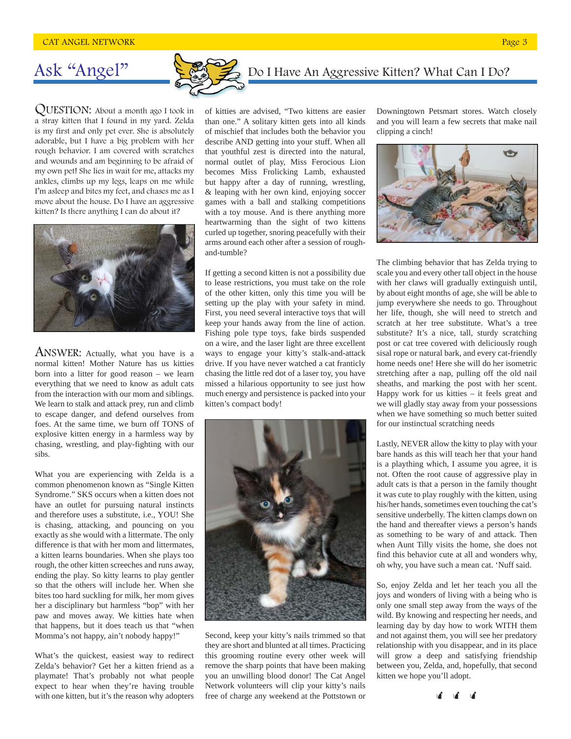## Ask "Angel"

### Do I Have An Aggressive Kitten? What Can I Do?

**QUESTION:** About a month ago I took in a stray kitten that I found in my yard. Zelda is my first and only pet ever. She is absolutely adorable, but I have a big problem with her rough behavior. I am covered with scratches and wounds and am beginning to be afraid of my own pet! She lies in wait for me, attacks my ankles, climbs up my legs, leaps on me while I'm asleep and bites my feet, and chases me as I move about the house. Do I have an aggressive kitten? Is there anything I can do about it?

**ANSWER:** Actually, what you have is a normal kitten! Mother Nature has us kitties born into a litter for good reason – we learn everything that we need to know as adult cats from the interaction with our mom and siblings. We learn to stalk and attack prey, run and climb to escape danger, and defend ourselves from foes. At the same time, we burn off TONS of explosive kitten energy in a harmless way by chasing, wrestling, and play-fighting with our sibs.

What you are experiencing with Zelda is a common phenomenon known as "Single Kitten Syndrome." SKS occurs when a kitten does not have an outlet for pursuing natural instincts and therefore uses a substitute, i.e., YOU! She is chasing, attacking, and pouncing on you exactly as she would with a littermate. The only difference is that with her mom and littermates, a kitten learns boundaries. When she plays too rough, the other kitten screeches and runs away, ending the play. So kitty learns to play gentler so that the others will include her. When she bites too hard suckling for milk, her mom gives her a disciplinary but harmless "bop" with her paw and moves away. We kitties hate when that happens, but it does teach us that "when Momma's not happy, ain't nobody happy!"

What's the quickest, easiest way to redirect Zelda's behavior? Get her a kitten friend as a playmate! That's probably not what people expect to hear when they're having trouble with one kitten, but it's the reason why adopters of kitties are advised, "Two kittens are easier than one." A solitary kitten gets into all kinds of mischief that includes both the behavior you describe AND getting into your stuff. When all that youthful zest is directed into the natural, normal outlet of play, Miss Ferocious Lion becomes Miss Frolicking Lamb, exhausted but happy after a day of running, wrestling, & leaping with her own kind, enjoying soccer games with a ball and stalking competitions with a toy mouse. And is there anything more heartwarming than the sight of two kittens curled up together, snoring peacefully with their arms around each other after a session of rough-and-tumble?

If getting a second kitten is not a possibility due to lease restrictions, you must take on the role of the other kitten, only this time you will be setting up the play with your safety in mind. First, you need several interactive toys that will keep your hands away from the line of action. Fishing pole type toys, fake birds suspended on a wire, and the laser light are three excellent ways to engage your kitty's stalk-and-attack drive. If you have never watched a cat frantically chasing the little red dot of a laser toy, you have missed a hilarious opportunity to see just how much energy and persistence is packed into your kitten's compact body!

Second, keep your kitty's nails trimmed so that they are short and blunted at all times. Practicing this grooming routine every other week will remove the sharp points that have been making you an unwilling blood donor! The Cat Angel Network volunteers will clip your kitty's nails free of charge any weekend at the Pottstown or Downingtown Petsmart stores. Watch closely and you will learn a few secrets that make nail clipping a cinch!

The climbing behavior that has Zelda trying to scale you and every other tall object in the house with her claws will gradually extinguish until, by about eight months of age, she will be able to jump everywhere she needs to go. Throughout her life, though, she will need to stretch and scratch at her tree substitute. What's a tree substitute? It's a nice, tall, sturdy scratching post or cat tree covered with deliciously rough sisal rope or natural bark, and every cat-friendly home needs one! Here she will do her isometric stretching after a nap, pulling off the old nail sheaths, and marking the post with her scent. Happy work for us kitties – it feels great and we will gladly stay away from your possessions when we have something so much better suited for our instinctual scratching needs

Lastly, NEVER allow the kitty to play with your bare hands as this will teach her that your hand is a plaything which, I assume you agree, it is not. Often the root cause of aggressive play in adult cats is that a person in the family thought it was cute to play roughly with the kitten, using his/her hands, sometimes even touching the cat's sensitive underbelly. The kitten clamps down on the hand and thereafter views a person's hands as something to be wary of and attack. Then when Aunt Tilly visits the home, she does not find this behavior cute at all and wonders why, oh why, you have such a mean cat. 'Nuff said.

So, enjoy Zelda and let her teach you all the joys and wonders of living with a being who is only one small step away from the ways of the wild. By knowing and respecting her needs, and learning day by day how to work WITH them and not against them, you will see her predatory relationship with you disappear, and in its place will grow a deep and satisfying friendship between you, Zelda, and, hopefully, that second kitten we hope you'll adopt.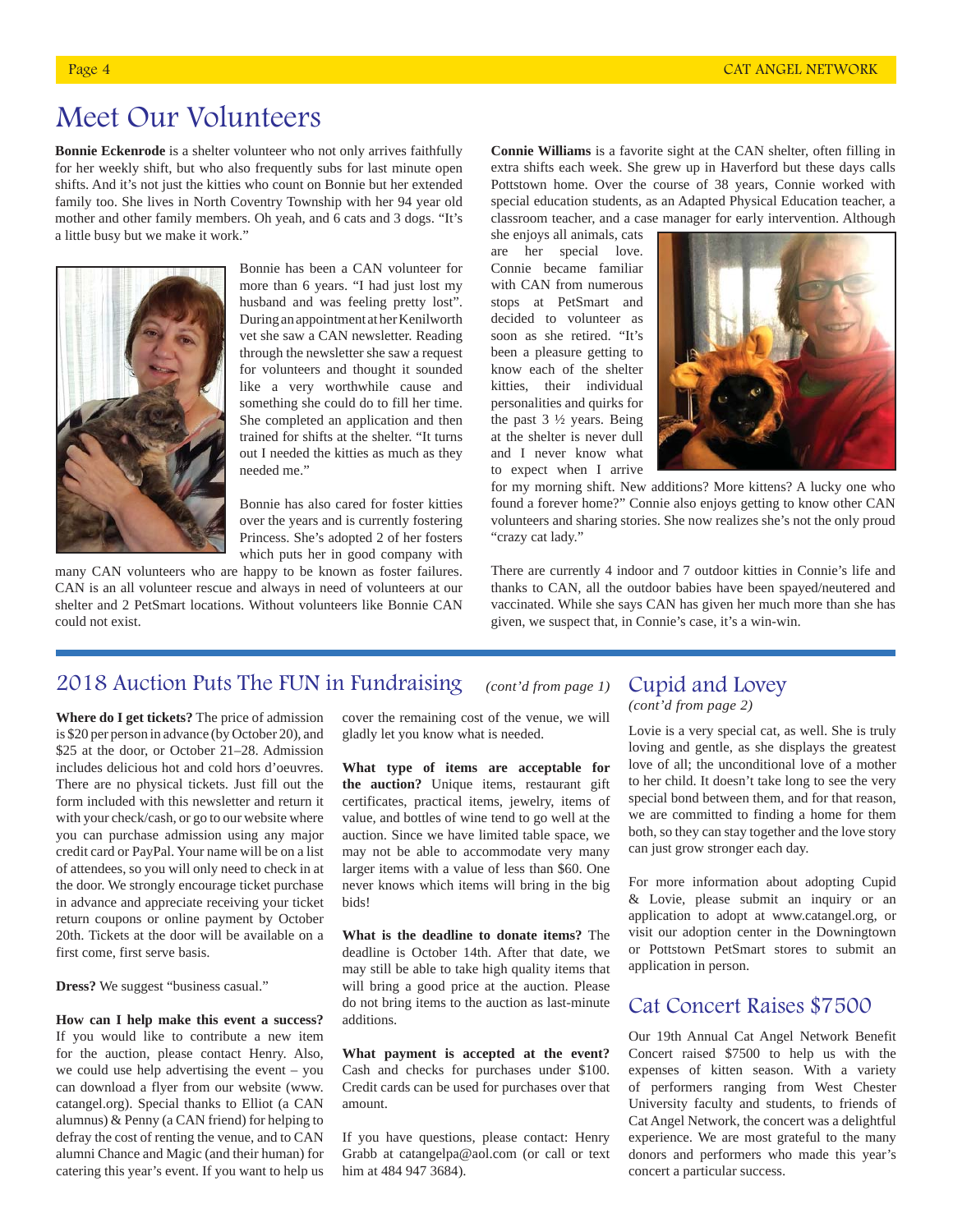# Meet Our Volunteers

**Bonnie Eckenrode** is a shelter volunteer who not only arrives faithfully for her weekly shift, but who also frequently subs for last minute open shifts. And it's not just the kitties who count on Bonnie but her extended family too. She lives in North Coventry Township with her 94 year old mother and other family members. Oh yeah, and 6 cats and 3 dogs. "It's a little busy but we make it work."

Bonnie has been a CAN volunteer for more than 6 years. "I had just lost my husband and was feeling pretty lost". During an appointment at her Kenilworth vet she saw a CAN newsletter. Reading through the newsletter she saw a request for volunteers and thought it sounded like a very worthwhile cause and something she could do to fill her time. She completed an application and then trained for shifts at the shelter. "It turns out I needed the kitties as much as they needed me."

Bonnie has also cared for foster kitties over the years and is currently fostering Princess. She's adopted 2 of her fosters which puts her in good company with many CAN volunteers who are happy to be known as foster failures. CAN is an all volunteer rescue and always in need of volunteers at our shelter and 2 PetSmart locations. Without volunteers like Bonnie CAN could not exist.

**Connie Williams** is a favorite sight at the CAN shelter, often filling in extra shifts each week. She grew up in Haverford but these days calls Pottstown home. Over the course of 38 years, Connie worked with special education students, as an Adapted Physical Education teacher, a classroom teacher, and a case manager for early intervention. Although she enjoys all animals, cats are her special love. Connie became familiar with CAN from numerous stops at PetSmart and decided to volunteer as soon as she retired. "It's been a pleasure getting to know each of the shelter kitties, their individual personalities and quirks for the past 3 ½ years. Being at the shelter is never dull and I never know what to expect when I arrive for my morning shift. New additions? More kittens? A lucky one who found a forever home?" Connie also enjoys getting to know other CAN volunteers and sharing stories. She now realizes she's not the only proud "crazy cat lady."

There are currently 4 indoor and 7 outdoor kitties in Connie's life and thanks to CAN, all the outdoor babies have been spayed/neutered and vaccinated. While she says CAN has given her much more than she has given, we suspect that, in Connie's case, it's a win-win.

## 2018 Auction Puts The FUN in Fundraising *(cont'd from page 1)*

**Where do I get tickets?** The price of admission is $20 per person in advance (by October 20), and $25 at the door, or October 21–28. Admission includes delicious hot and cold hors d'oeuvres. There are no physical tickets. Just fill out the form included with this newsletter and return it with your check/cash, or go to our website where you can purchase admission using any major credit card or PayPal. Your name will be on a list of attendees, so you will only need to check in at the door. We strongly encourage ticket purchase in advance and appreciate receiving your ticket return coupons or online payment by October 20th. Tickets at the door will be available on a first come, first serve basis.

**Dress?** We suggest "business casual."

**How can I help make this event a success?** If you would like to contribute a new item for the auction, please contact Henry. Also, we could use help advertising the event – you can download a flyer from our website (www.catangel.org). Special thanks to Elliot (a CAN alumnus) & Penny (a CAN friend) for helping to defray the cost of renting the venue, and to CAN alumni Chance and Magic (and their human) for catering this year's event. If you want to help us cover the remaining cost of the venue, we will gladly let you know what is needed.

**What type of items are acceptable for the auction?** Unique items, restaurant gift certificates, practical items, jewelry, items of value, and bottles of wine tend to go well at the auction. Since we have limited table space, we may not be able to accommodate very many larger items with a value of less than $60. One never knows which items will bring in the big bids!

**What is the deadline to donate items?** The deadline is October 14th. After that date, we may still be able to take high quality items that will bring a good price at the auction. Please do not bring items to the auction as last-minute additions.

**What payment is accepted at the event?** Cash and checks for purchases under $100. Credit cards can be used for purchases over that amount.

If you have questions, please contact: Henry Grabb at catangelpa@aol.com (or call or text him at 484 947 3684).

## Cupid and Lovey

*(cont'd from page 2)*

Lovie is a very special cat, as well. She is truly loving and gentle, as she displays the greatest love of all; the unconditional love of a mother to her child. It doesn't take long to see the very special bond between them, and for that reason, we are committed to finding a home for them both, so they can stay together and the love story can just grow stronger each day.

For more information about adopting Cupid & Lovie, please submit an inquiry or an application to adopt at www.catangel.org, or visit our adoption center in the Downingtown or Pottstown PetSmart stores to submit an application in person.

## Cat Concert Raises $7500

Our 19th Annual Cat Angel Network Benefit Concert raised $7500 to help us with the expenses of kitten season. With a variety of performers ranging from West Chester University faculty and students, to friends of Cat Angel Network, the concert was a delightful experience. We are most grateful to the many donors and performers who made this year's concert a particular success.